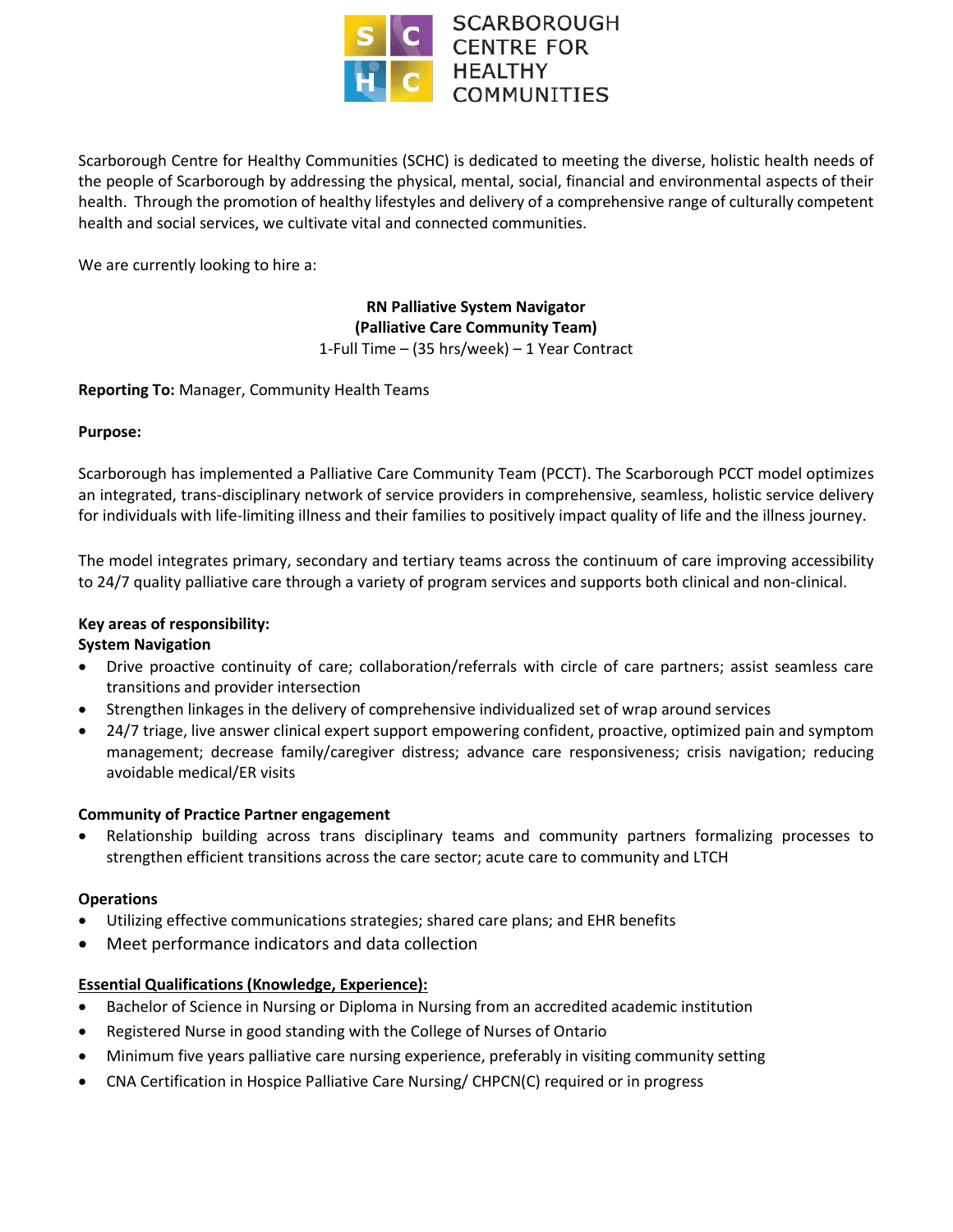SCARBOROUGH CENTRE FOR HEALTHY COMMUNITIES

Scarborough Centre for Healthy Communities (SCHC) is dedicated to meeting the diverse, holistic health needs of the people of Scarborough by addressing the physical, mental, social, financial and environmental aspects of their health. Through the promotion of healthy lifestyles and delivery of a comprehensive range of culturally competent health and social services, we cultivate vital and connected communities.

We are currently looking to hire a:

**RN Palliative System Navigator**
**(Palliative Care Community Team)**
1-Full Time – (35 hrs/week) – 1 Year Contract

**Reporting To:** Manager, Community Health Teams

**Purpose:**

Scarborough has implemented a Palliative Care Community Team (PCCT). The Scarborough PCCT model optimizes an integrated, trans-disciplinary network of service providers in comprehensive, seamless, holistic service delivery for individuals with life-limiting illness and their families to positively impact quality of life and the illness journey.

The model integrates primary, secondary and tertiary teams across the continuum of care improving accessibility to 24/7 quality palliative care through a variety of program services and supports both clinical and non-clinical.

**Key areas of responsibility:**
**System Navigation**

- Drive proactive continuity of care; collaboration/referrals with circle of care partners; assist seamless care transitions and provider intersection
- Strengthen linkages in the delivery of comprehensive individualized set of wrap around services
- 24/7 triage, live answer clinical expert support empowering confident, proactive, optimized pain and symptom management; decrease family/caregiver distress; advance care responsiveness; crisis navigation; reducing avoidable medical/ER visits

**Community of Practice Partner engagement**

- Relationship building across trans disciplinary teams and community partners formalizing processes to strengthen efficient transitions across the care sector; acute care to community and LTCH

**Operations**

- Utilizing effective communications strategies; shared care plans; and EHR benefits
- Meet performance indicators and data collection

**Essential Qualifications (Knowledge, Experience):**

- Bachelor of Science in Nursing or Diploma in Nursing from an accredited academic institution
- Registered Nurse in good standing with the College of Nurses of Ontario
- Minimum five years palliative care nursing experience, preferably in visiting community setting
- CNA Certification in Hospice Palliative Care Nursing/ CHPCN(C) required or in progress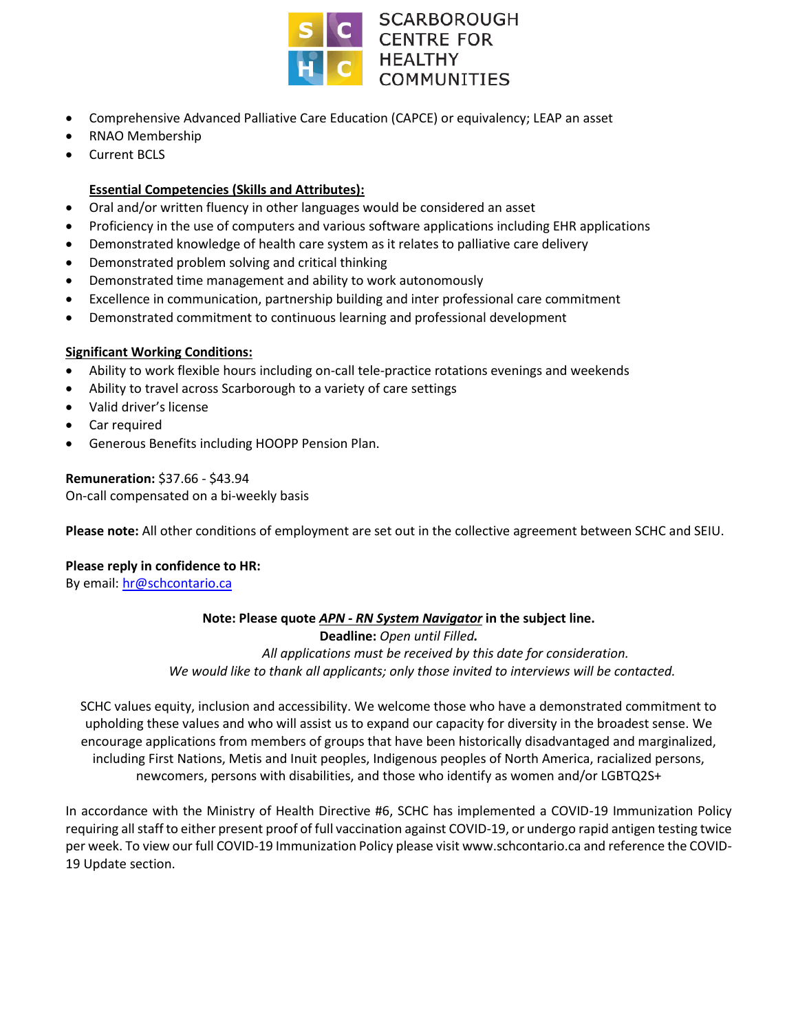- Comprehensive Advanced Palliative Care Education (CAPCE) or equivalency; LEAP an asset
- RNAO Membership
- Current BCLS

**Essential Competencies (Skills and Attributes):**

- Oral and/or written fluency in other languages would be considered an asset
- Proficiency in the use of computers and various software applications including EHR applications
- Demonstrated knowledge of health care system as it relates to palliative care delivery
- Demonstrated problem solving and critical thinking
- Demonstrated time management and ability to work autonomously
- Excellence in communication, partnership building and inter professional care commitment
- Demonstrated commitment to continuous learning and professional development

**Significant Working Conditions:**

- Ability to work flexible hours including on-call tele-practice rotations evenings and weekends
- Ability to travel across Scarborough to a variety of care settings
- Valid driver's license
- Car required
- Generous Benefits including HOOPP Pension Plan.

**Remuneration:** $37.66 - $43.94
On-call compensated on a bi-weekly basis

**Please note:** All other conditions of employment are set out in the collective agreement between SCHC and SEIU.

**Please reply in confidence to HR:**
By email: hr@schcontario.ca

**Note: Please quote *APN - RN System Navigator* in the subject line.**
**Deadline:** *Open until Filled.*
*All applications must be received by this date for consideration.*
*We would like to thank all applicants; only those invited to interviews will be contacted.*

SCHC values equity, inclusion and accessibility. We welcome those who have a demonstrated commitment to upholding these values and who will assist us to expand our capacity for diversity in the broadest sense. We encourage applications from members of groups that have been historically disadvantaged and marginalized, including First Nations, Metis and Inuit peoples, Indigenous peoples of North America, racialized persons, newcomers, persons with disabilities, and those who identify as women and/or LGBTQ2S+

In accordance with the Ministry of Health Directive #6, SCHC has implemented a COVID-19 Immunization Policy requiring all staff to either present proof of full vaccination against COVID-19, or undergo rapid antigen testing twice per week. To view our full COVID-19 Immunization Policy please visit www.schcontario.ca and reference the COVID-19 Update section.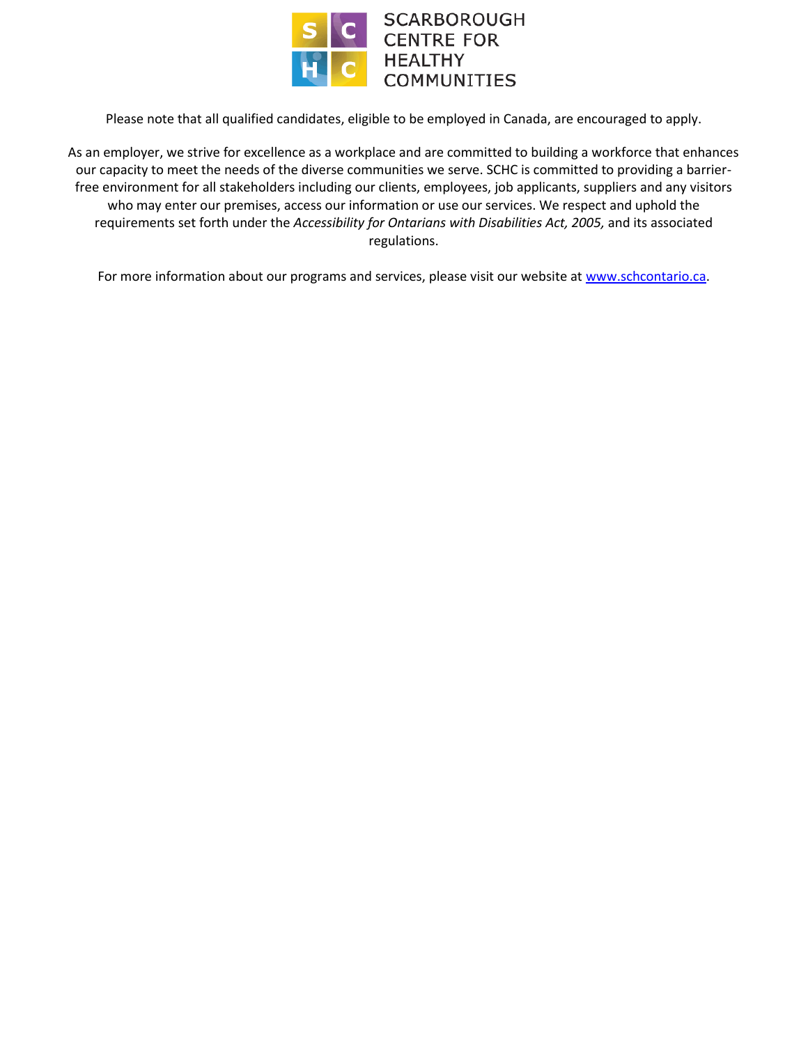Please note that all qualified candidates, eligible to be employed in Canada, are encouraged to apply.

As an employer, we strive for excellence as a workplace and are committed to building a workforce that enhances our capacity to meet the needs of the diverse communities we serve. SCHC is committed to providing a barrier-free environment for all stakeholders including our clients, employees, job applicants, suppliers and any visitors who may enter our premises, access our information or use our services. We respect and uphold the requirements set forth under the *Accessibility for Ontarians with Disabilities Act, 2005,* and its associated regulations.

For more information about our programs and services, please visit our website at [www.schcontario.ca](http://www.schcontario.ca).